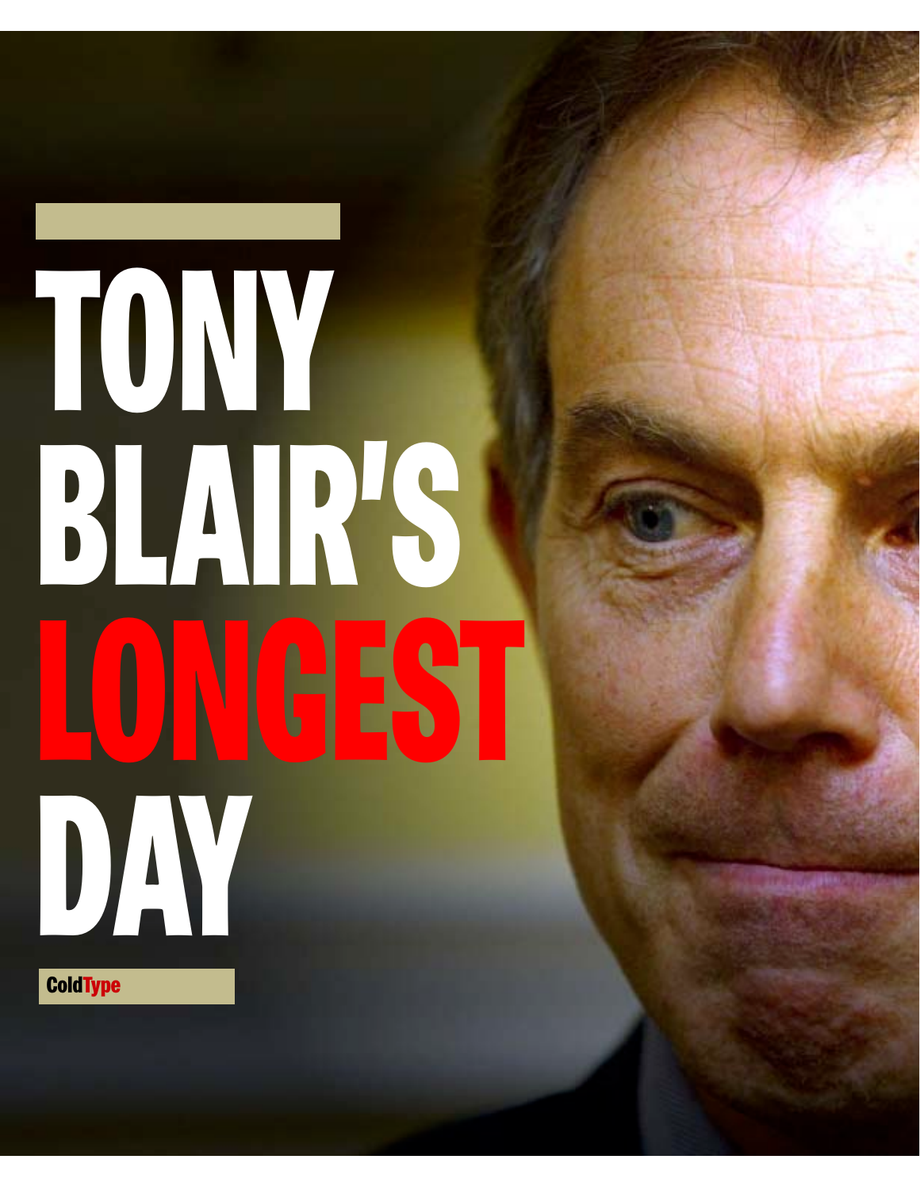# TONY BLAIR'S LONGEST DAY

ColdType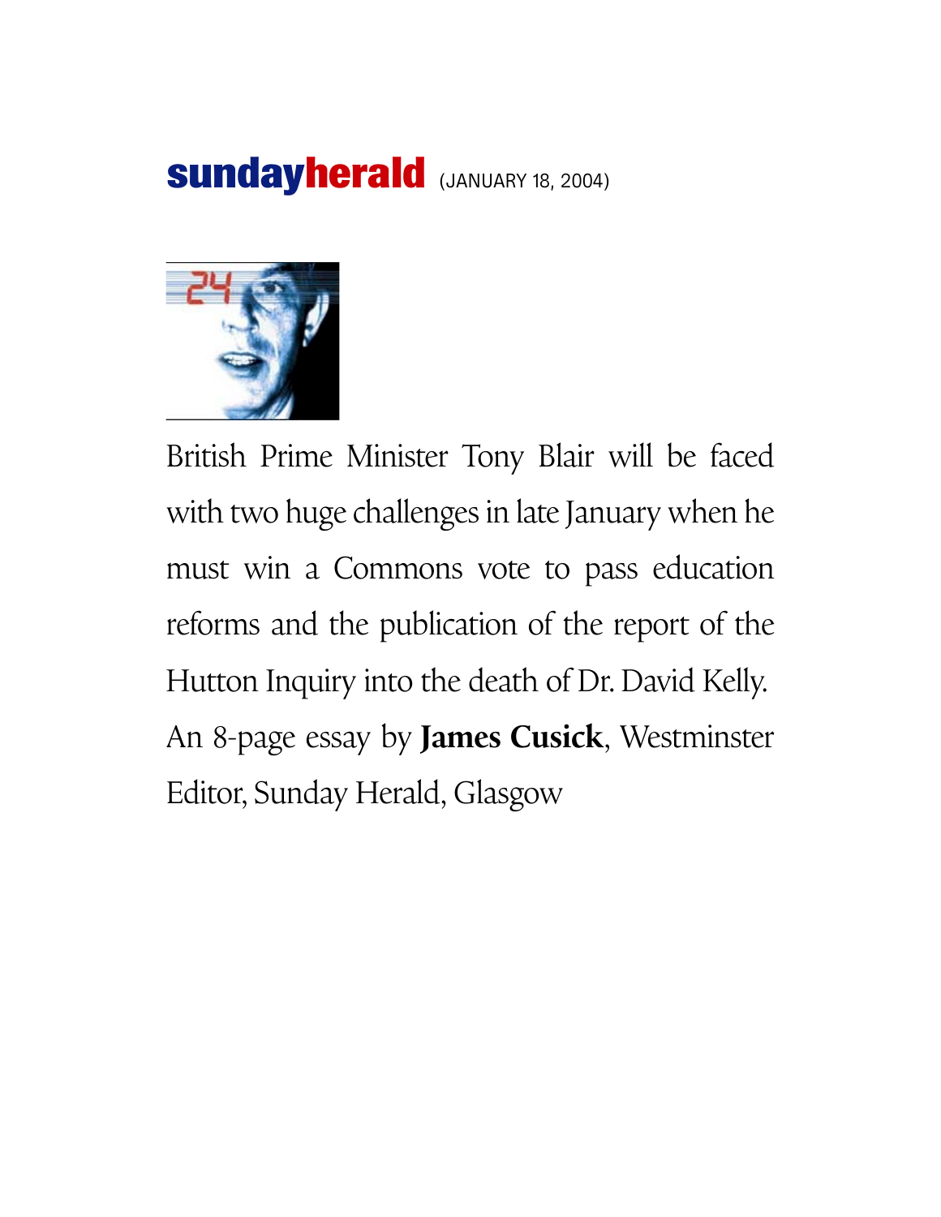**sundayherald** (JANUARY 18, 2004)

British Prime Minister Tony Blair will be faced with two huge challenges in late January when he must win a Commons vote to pass education reforms and the publication of the report of the Hutton Inquiry into the death of Dr. David Kelly. An 8-page essay by **James Cusick**, Westminster Editor, Sunday Herald, Glasgow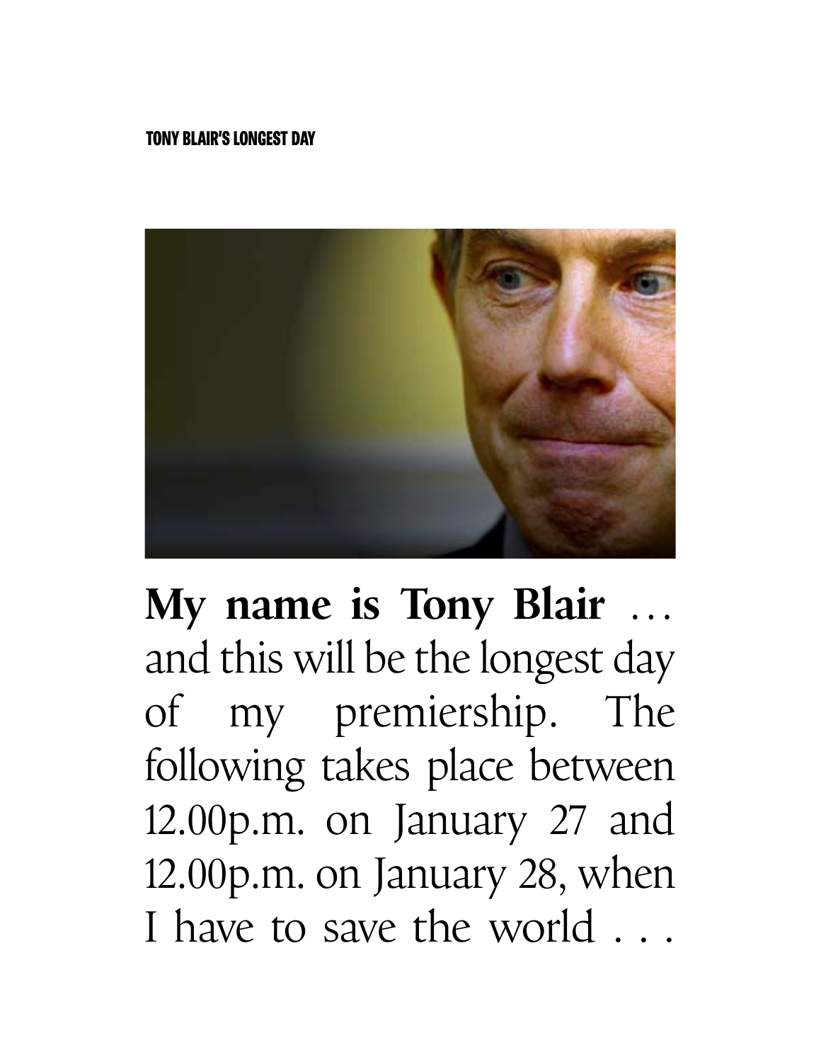**My name is Tony Blair** … and this will be the longest day of my premiership. The following takes place between 12.00p.m. on January 27 and 12.00p.m. on January 28, when I have to save the world . . .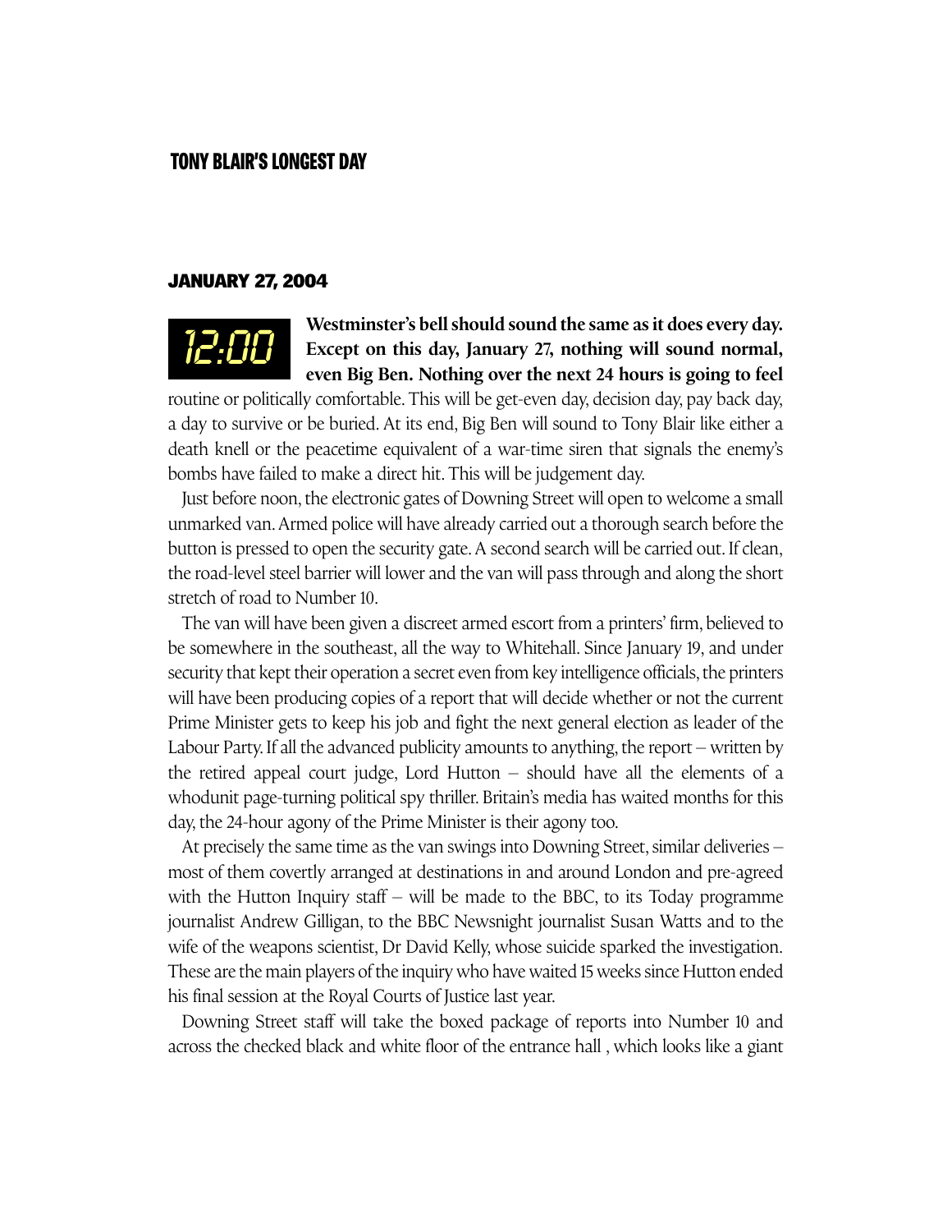# TONY BLAIR'S LONGEST DAY

## JANUARY 27, 2004

12:00

**Westminster's bell should sound the same as it does every day. Except on this day, January 27, nothing will sound normal, even Big Ben. Nothing over the next 24 hours is going to feel** routine or politically comfortable. This will be get-even day, decision day, pay back day, a day to survive or be buried. At its end, Big Ben will sound to Tony Blair like either a death knell or the peacetime equivalent of a war-time siren that signals the enemy's bombs have failed to make a direct hit. This will be judgement day.

Just before noon, the electronic gates of Downing Street will open to welcome a small unmarked van. Armed police will have already carried out a thorough search before the button is pressed to open the security gate. A second search will be carried out. If clean, the road-level steel barrier will lower and the van will pass through and along the short stretch of road to Number 10.

The van will have been given a discreet armed escort from a printers' firm, believed to be somewhere in the southeast, all the way to Whitehall. Since January 19, and under security that kept their operation a secret even from key intelligence officials, the printers will have been producing copies of a report that will decide whether or not the current Prime Minister gets to keep his job and fight the next general election as leader of the Labour Party. If all the advanced publicity amounts to anything, the report – written by the retired appeal court judge, Lord Hutton – should have all the elements of a whodunit page-turning political spy thriller. Britain's media has waited months for this day, the 24-hour agony of the Prime Minister is their agony too.

At precisely the same time as the van swings into Downing Street, similar deliveries – most of them covertly arranged at destinations in and around London and pre-agreed with the Hutton Inquiry staff – will be made to the BBC, to its Today programme journalist Andrew Gilligan, to the BBC Newsnight journalist Susan Watts and to the wife of the weapons scientist, Dr David Kelly, whose suicide sparked the investigation. These are the main players of the inquiry who have waited 15 weeks since Hutton ended his final session at the Royal Courts of Justice last year.

Downing Street staff will take the boxed package of reports into Number 10 and across the checked black and white floor of the entrance hall , which looks like a giant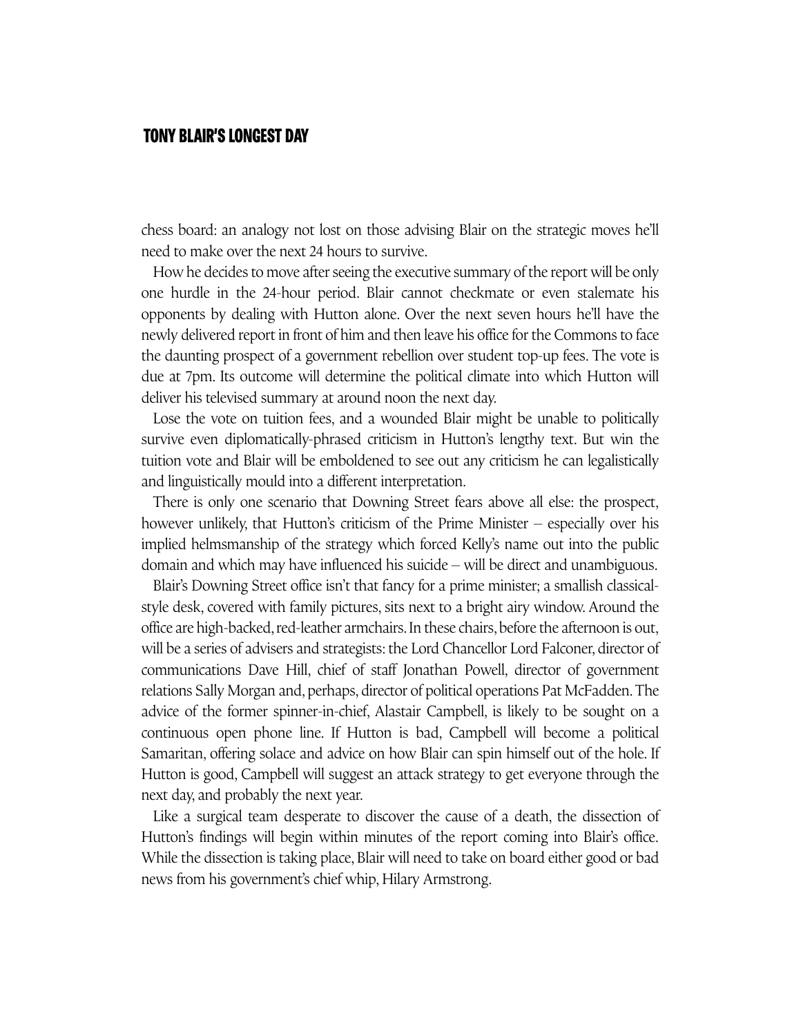chess board: an analogy not lost on those advising Blair on the strategic moves he'll need to make over the next 24 hours to survive.

How he decides to move after seeing the executive summary of the report will be only one hurdle in the 24-hour period. Blair cannot checkmate or even stalemate his opponents by dealing with Hutton alone. Over the next seven hours he'll have the newly delivered report in front of him and then leave his office for the Commons to face the daunting prospect of a government rebellion over student top-up fees. The vote is due at 7pm. Its outcome will determine the political climate into which Hutton will deliver his televised summary at around noon the next day.

Lose the vote on tuition fees, and a wounded Blair might be unable to politically survive even diplomatically-phrased criticism in Hutton's lengthy text. But win the tuition vote and Blair will be emboldened to see out any criticism he can legalistically and linguistically mould into a different interpretation.

There is only one scenario that Downing Street fears above all else: the prospect, however unlikely, that Hutton's criticism of the Prime Minister – especially over his implied helmsmanship of the strategy which forced Kelly's name out into the public domain and which may have influenced his suicide – will be direct and unambiguous.

Blair's Downing Street office isn't that fancy for a prime minister; a smallish classical-style desk, covered with family pictures, sits next to a bright airy window. Around the office are high-backed, red-leather armchairs. In these chairs, before the afternoon is out, will be a series of advisers and strategists: the Lord Chancellor Lord Falconer, director of communications Dave Hill, chief of staff Jonathan Powell, director of government relations Sally Morgan and, perhaps, director of political operations Pat McFadden. The advice of the former spinner-in-chief, Alastair Campbell, is likely to be sought on a continuous open phone line. If Hutton is bad, Campbell will become a political Samaritan, offering solace and advice on how Blair can spin himself out of the hole. If Hutton is good, Campbell will suggest an attack strategy to get everyone through the next day, and probably the next year.

Like a surgical team desperate to discover the cause of a death, the dissection of Hutton's findings will begin within minutes of the report coming into Blair's office. While the dissection is taking place, Blair will need to take on board either good or bad news from his government's chief whip, Hilary Armstrong.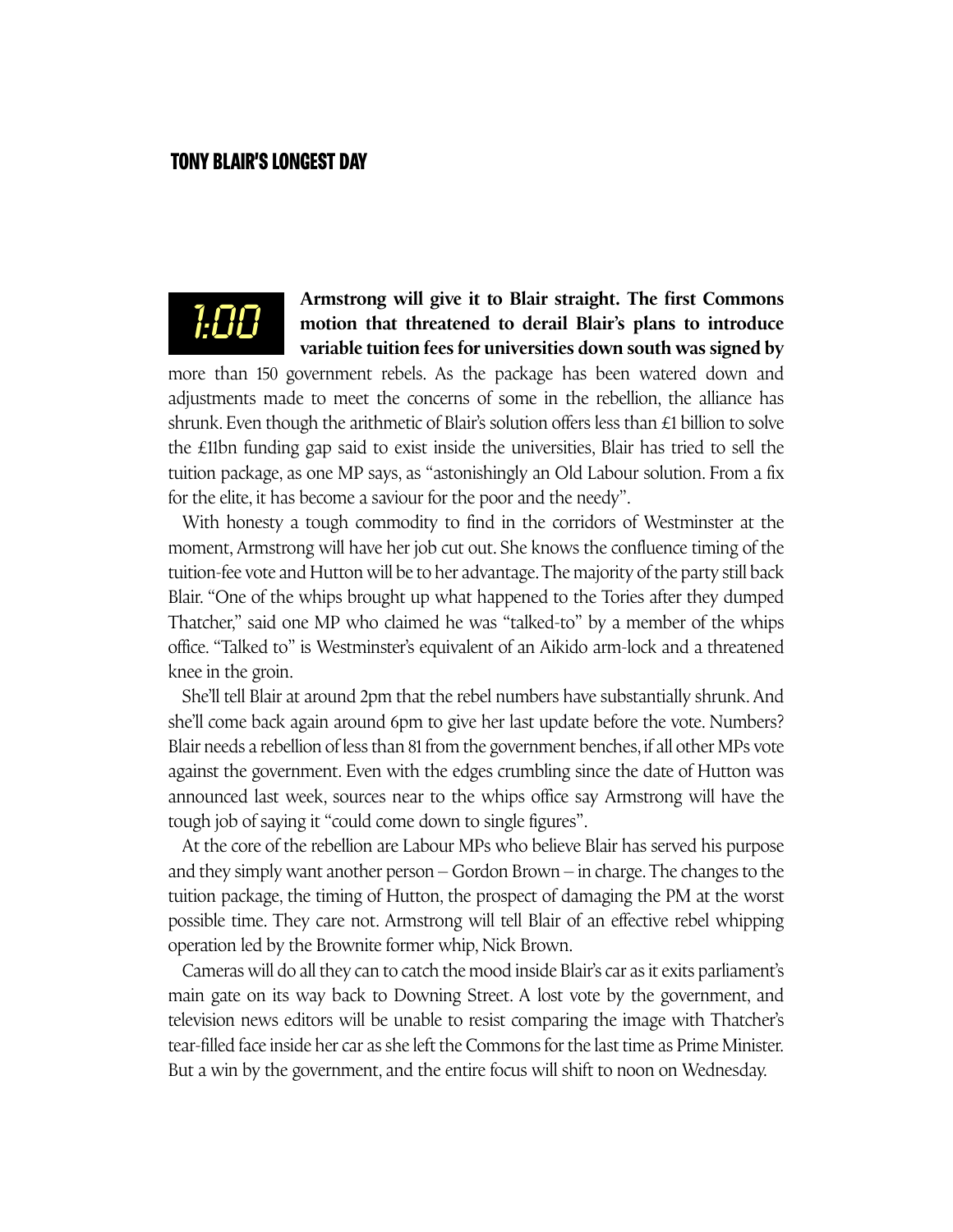**1:00** **Armstrong will give it to Blair straight. The first Commons motion that threatened to derail Blair's plans to introduce variable tuition fees for universities down south was signed by** more than 150 government rebels. As the package has been watered down and adjustments made to meet the concerns of some in the rebellion, the alliance has shrunk. Even though the arithmetic of Blair's solution offers less than £1 billion to solve the £11bn funding gap said to exist inside the universities, Blair has tried to sell the tuition package, as one MP says, as "astonishingly an Old Labour solution. From a fix for the elite, it has become a saviour for the poor and the needy".

With honesty a tough commodity to find in the corridors of Westminster at the moment, Armstrong will have her job cut out. She knows the confluence timing of the tuition-fee vote and Hutton will be to her advantage. The majority of the party still back Blair. "One of the whips brought up what happened to the Tories after they dumped Thatcher," said one MP who claimed he was "talked-to" by a member of the whips office. "Talked to" is Westminster's equivalent of an Aikido arm-lock and a threatened knee in the groin.

She'll tell Blair at around 2pm that the rebel numbers have substantially shrunk. And she'll come back again around 6pm to give her last update before the vote. Numbers? Blair needs a rebellion of less than 81 from the government benches, if all other MPs vote against the government. Even with the edges crumbling since the date of Hutton was announced last week, sources near to the whips office say Armstrong will have the tough job of saying it "could come down to single figures".

At the core of the rebellion are Labour MPs who believe Blair has served his purpose and they simply want another person – Gordon Brown – in charge. The changes to the tuition package, the timing of Hutton, the prospect of damaging the PM at the worst possible time. They care not. Armstrong will tell Blair of an effective rebel whipping operation led by the Brownite former whip, Nick Brown.

Cameras will do all they can to catch the mood inside Blair's car as it exits parliament's main gate on its way back to Downing Street. A lost vote by the government, and television news editors will be unable to resist comparing the image with Thatcher's tear-filled face inside her car as she left the Commons for the last time as Prime Minister. But a win by the government, and the entire focus will shift to noon on Wednesday.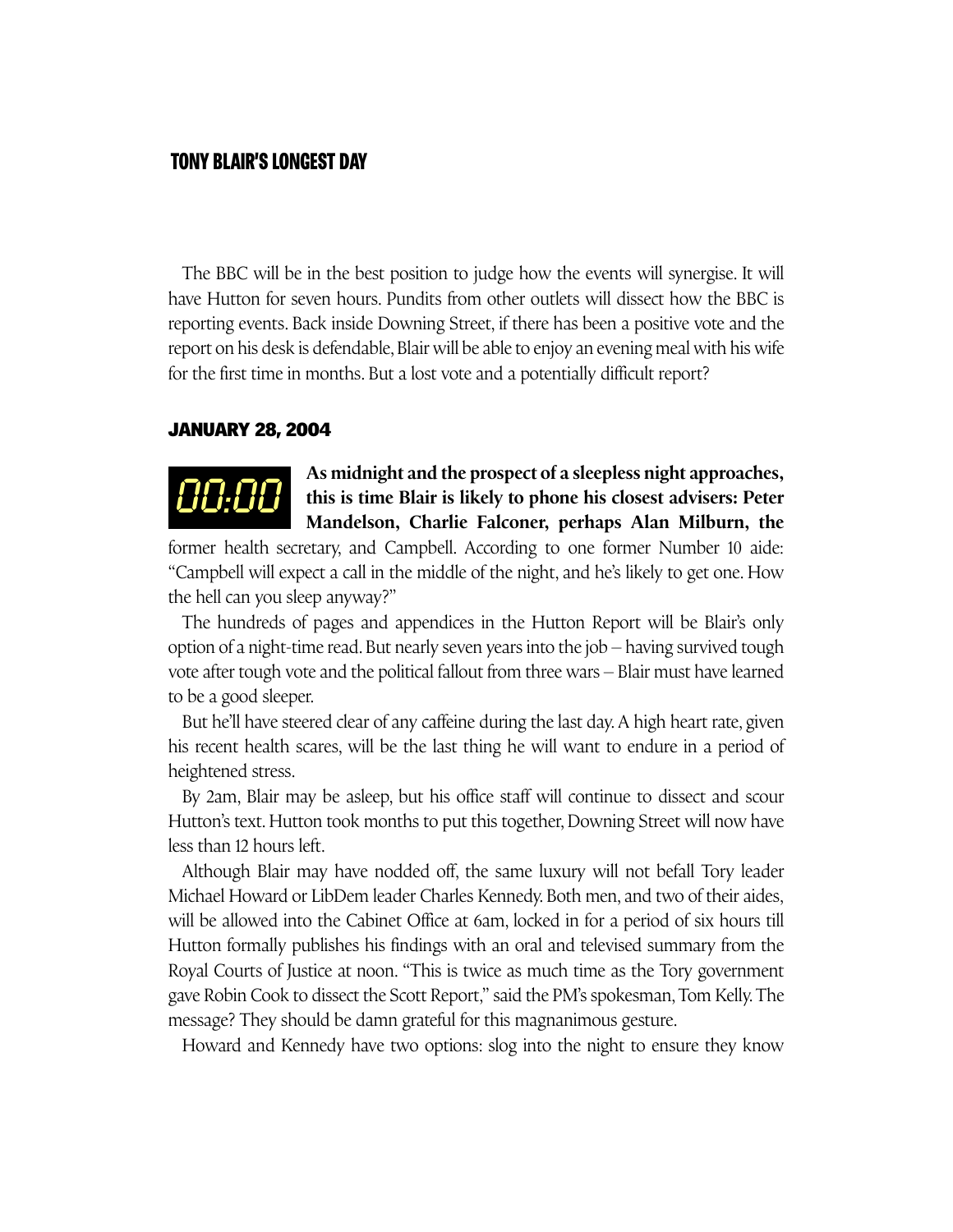The BBC will be in the best position to judge how the events will synergise. It will have Hutton for seven hours. Pundits from other outlets will dissect how the BBC is reporting events. Back inside Downing Street, if there has been a positive vote and the report on his desk is defendable, Blair will be able to enjoy an evening meal with his wife for the first time in months. But a lost vote and a potentially difficult report?

## JANUARY 28, 2004

**00:00**

**As midnight and the prospect of a sleepless night approaches, this is time Blair is likely to phone his closest advisers: Peter Mandelson, Charlie Falconer, perhaps Alan Milburn, the** former health secretary, and Campbell. According to one former Number 10 aide: "Campbell will expect a call in the middle of the night, and he's likely to get one. How the hell can you sleep anyway?"

The hundreds of pages and appendices in the Hutton Report will be Blair's only option of a night-time read. But nearly seven years into the job – having survived tough vote after tough vote and the political fallout from three wars – Blair must have learned to be a good sleeper.

But he'll have steered clear of any caffeine during the last day. A high heart rate, given his recent health scares, will be the last thing he will want to endure in a period of heightened stress.

By 2am, Blair may be asleep, but his office staff will continue to dissect and scour Hutton's text. Hutton took months to put this together, Downing Street will now have less than 12 hours left.

Although Blair may have nodded off, the same luxury will not befall Tory leader Michael Howard or LibDem leader Charles Kennedy. Both men, and two of their aides, will be allowed into the Cabinet Office at 6am, locked in for a period of six hours till Hutton formally publishes his findings with an oral and televised summary from the Royal Courts of Justice at noon. "This is twice as much time as the Tory government gave Robin Cook to dissect the Scott Report," said the PM's spokesman, Tom Kelly. The message? They should be damn grateful for this magnanimous gesture.

Howard and Kennedy have two options: slog into the night to ensure they know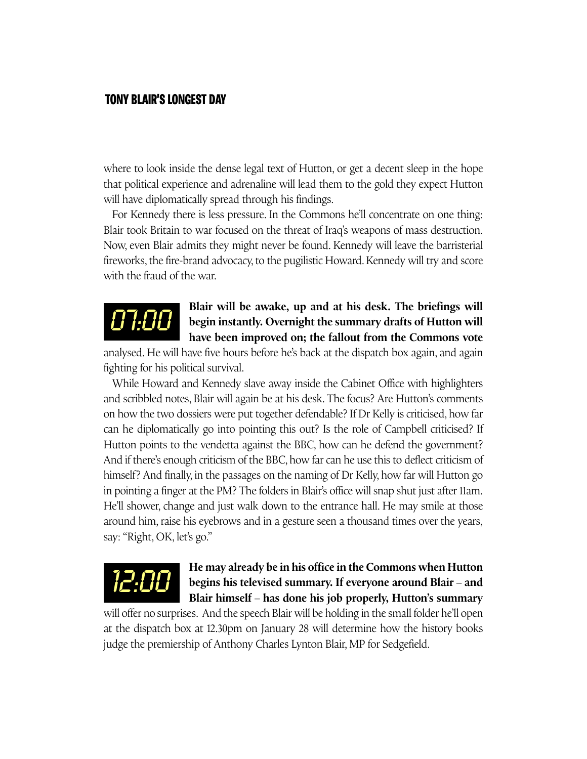where to look inside the dense legal text of Hutton, or get a decent sleep in the hope that political experience and adrenaline will lead them to the gold they expect Hutton will have diplomatically spread through his findings.

For Kennedy there is less pressure. In the Commons he'll concentrate on one thing: Blair took Britain to war focused on the threat of Iraq's weapons of mass destruction. Now, even Blair admits they might never be found. Kennedy will leave the barristerial fireworks, the fire-brand advocacy, to the pugilistic Howard. Kennedy will try and score with the fraud of the war.

**07:00**

**Blair will be awake, up and at his desk. The briefings will begin instantly. Overnight the summary drafts of Hutton will have been improved on; the fallout from the Commons vote** analysed. He will have five hours before he's back at the dispatch box again, and again fighting for his political survival.

While Howard and Kennedy slave away inside the Cabinet Office with highlighters and scribbled notes, Blair will again be at his desk. The focus? Are Hutton's comments on how the two dossiers were put together defendable? If Dr Kelly is criticised, how far can he diplomatically go into pointing this out? Is the role of Campbell criticised? If Hutton points to the vendetta against the BBC, how can he defend the government? And if there's enough criticism of the BBC, how far can he use this to deflect criticism of himself? And finally, in the passages on the naming of Dr Kelly, how far will Hutton go in pointing a finger at the PM? The folders in Blair's office will snap shut just after 11am. He'll shower, change and just walk down to the entrance hall. He may smile at those around him, raise his eyebrows and in a gesture seen a thousand times over the years, say: "Right, OK, let's go."

**12:00**

**He may already be in his office in the Commons when Hutton begins his televised summary. If everyone around Blair – and Blair himself – has done his job properly, Hutton's summary** will offer no surprises. And the speech Blair will be holding in the small folder he'll open at the dispatch box at 12.30pm on January 28 will determine how the history books judge the premiership of Anthony Charles Lynton Blair, MP for Sedgefield.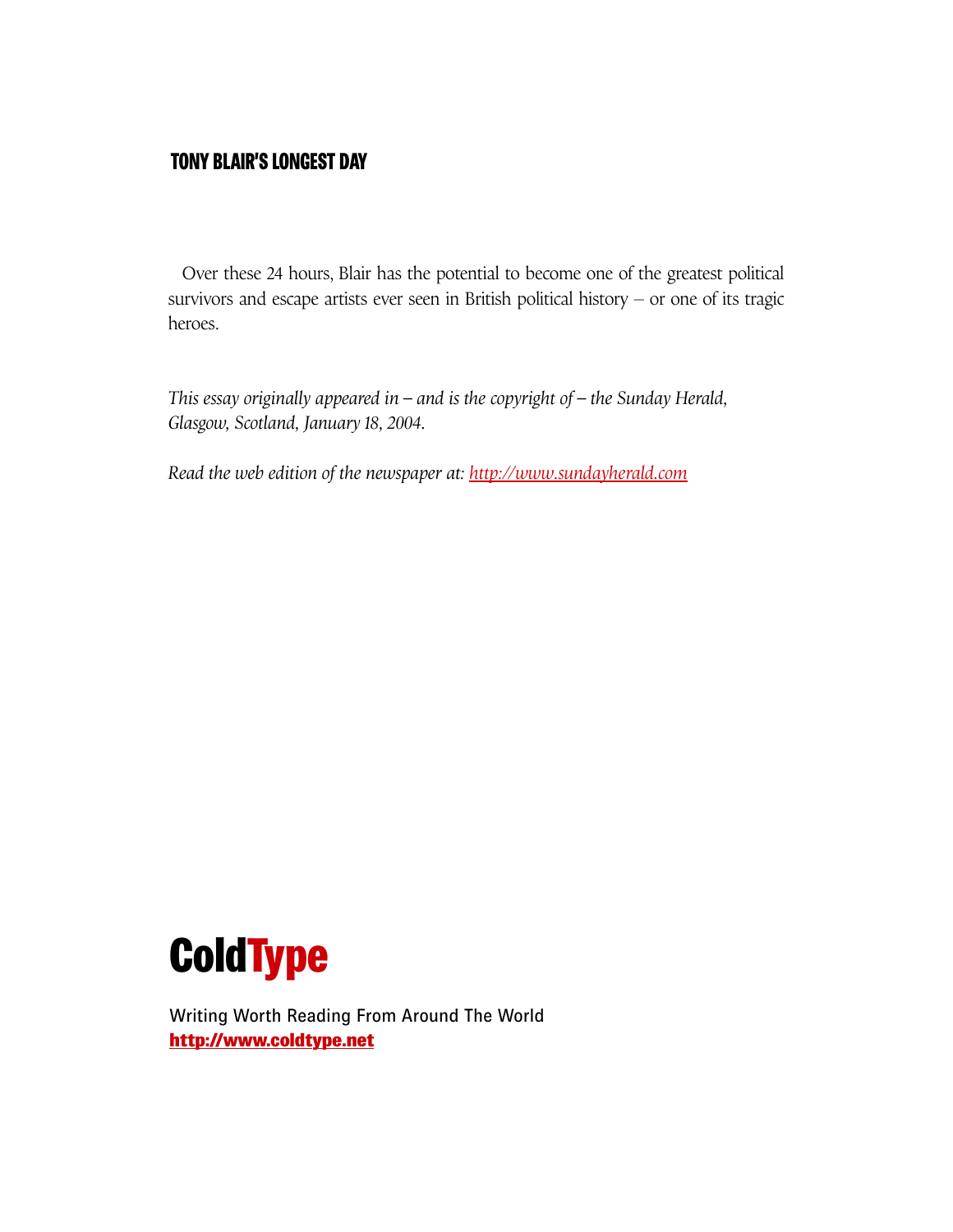## TONY BLAIR'S LONGEST DAY

Over these 24 hours, Blair has the potential to become one of the greatest political survivors and escape artists ever seen in British political history – or one of its tragic heroes.

*This essay originally appeared in – and is the copyright of – the Sunday Herald, Glasgow, Scotland, January 18, 2004.*

*Read the web edition of the newspaper at: http://www.sundayherald.com*

# ColdType

Writing Worth Reading From Around The World
**http://www.coldtype.net**